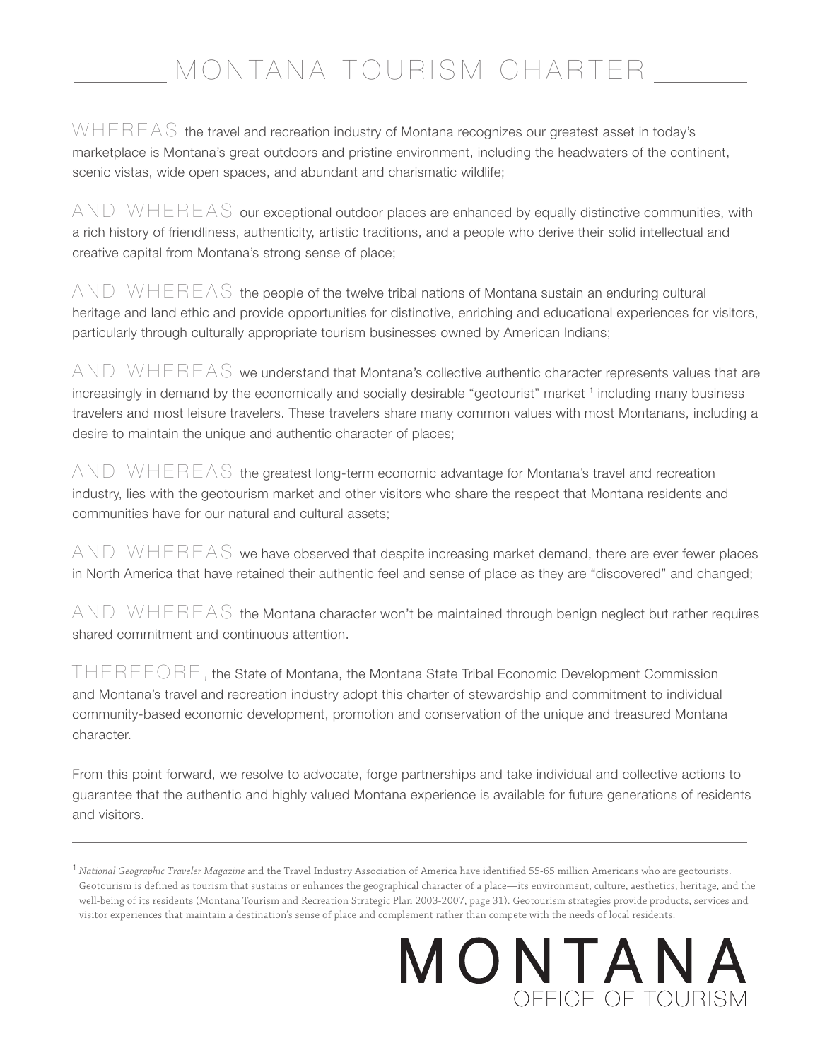# MONTANA TOURISM CHARTER

WHEREAS the travel and recreation industry of Montana recognizes our greatest asset in today's marketplace is Montana's great outdoors and pristine environment, including the headwaters of the continent, scenic vistas, wide open spaces, and abundant and charismatic wildlife;

AND WHEREAS our exceptional outdoor places are enhanced by equally distinctive communities, with a rich history of friendliness, authenticity, artistic traditions, and a people who derive their solid intellectual and creative capital from Montana's strong sense of place;

AND WHEREAS the people of the twelve tribal nations of Montana sustain an enduring cultural heritage and land ethic and provide opportunities for distinctive, enriching and educational experiences for visitors, particularly through culturally appropriate tourism businesses owned by American Indians;

AND WHEREAS we understand that Montana's collective authentic character represents values that are increasingly in demand by the economically and socially desirable "geotourist" market [1] including many business travelers and most leisure travelers. These travelers share many common values with most Montanans, including a desire to maintain the unique and authentic character of places;

AND WHEREAS the greatest long-term economic advantage for Montana's travel and recreation industry, lies with the geotourism market and other visitors who share the respect that Montana residents and communities have for our natural and cultural assets;

AND WHEREAS we have observed that despite increasing market demand, there are ever fewer places in North America that have retained their authentic feel and sense of place as they are "discovered" and changed;

AND WHEREAS the Montana character won't be maintained through benign neglect but rather requires shared commitment and continuous attention.

THEREFORE, the State of Montana, the Montana State Tribal Economic Development Commission and Montana's travel and recreation industry adopt this charter of stewardship and commitment to individual community-based economic development, promotion and conservation of the unique and treasured Montana character.

From this point forward, we resolve to advocate, forge partnerships and take individual and collective actions to guarantee that the authentic and highly valued Montana experience is available for future generations of residents and visitors.

---

[1] *National Geographic Traveler Magazine* and the Travel Industry Association of America have identified 55-65 million Americans who are geotourists. Geotourism is defined as tourism that sustains or enhances the geographical character of a place—its environment, culture, aesthetics, heritage, and the well-being of its residents (Montana Tourism and Recreation Strategic Plan 2003-2007, page 31). Geotourism strategies provide products, services and visitor experiences that maintain a destination's sense of place and complement rather than compete with the needs of local residents.

MONTANA
OFFICE OF TOURISM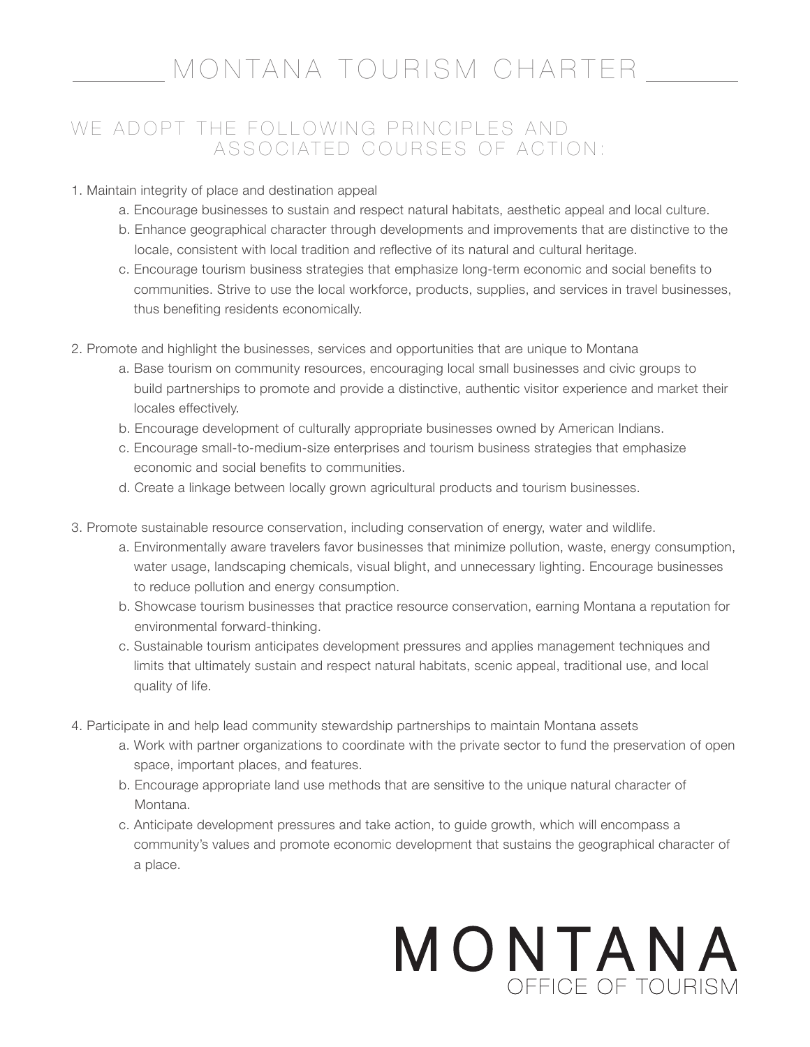# MONTANA TOURISM CHARTER

## WE ADOPT THE FOLLOWING PRINCIPLES AND ASSOCIATED COURSES OF ACTION:

1. Maintain integrity of place and destination appeal
   a. Encourage businesses to sustain and respect natural habitats, aesthetic appeal and local culture.
   b. Enhance geographical character through developments and improvements that are distinctive to the locale, consistent with local tradition and reflective of its natural and cultural heritage.
   c. Encourage tourism business strategies that emphasize long-term economic and social benefits to communities. Strive to use the local workforce, products, supplies, and services in travel businesses, thus benefiting residents economically.

2. Promote and highlight the businesses, services and opportunities that are unique to Montana
   a. Base tourism on community resources, encouraging local small businesses and civic groups to build partnerships to promote and provide a distinctive, authentic visitor experience and market their locales effectively.
   b. Encourage development of culturally appropriate businesses owned by American Indians.
   c. Encourage small-to-medium-size enterprises and tourism business strategies that emphasize economic and social benefits to communities.
   d. Create a linkage between locally grown agricultural products and tourism businesses.

3. Promote sustainable resource conservation, including conservation of energy, water and wildlife.
   a. Environmentally aware travelers favor businesses that minimize pollution, waste, energy consumption, water usage, landscaping chemicals, visual blight, and unnecessary lighting. Encourage businesses to reduce pollution and energy consumption.
   b. Showcase tourism businesses that practice resource conservation, earning Montana a reputation for environmental forward-thinking.
   c. Sustainable tourism anticipates development pressures and applies management techniques and limits that ultimately sustain and respect natural habitats, scenic appeal, traditional use, and local quality of life.

4. Participate in and help lead community stewardship partnerships to maintain Montana assets
   a. Work with partner organizations to coordinate with the private sector to fund the preservation of open space, important places, and features.
   b. Encourage appropriate land use methods that are sensitive to the unique natural character of Montana.
   c. Anticipate development pressures and take action, to guide growth, which will encompass a community's values and promote economic development that sustains the geographical character of a place.

MONTANA
OFFICE OF TOURISM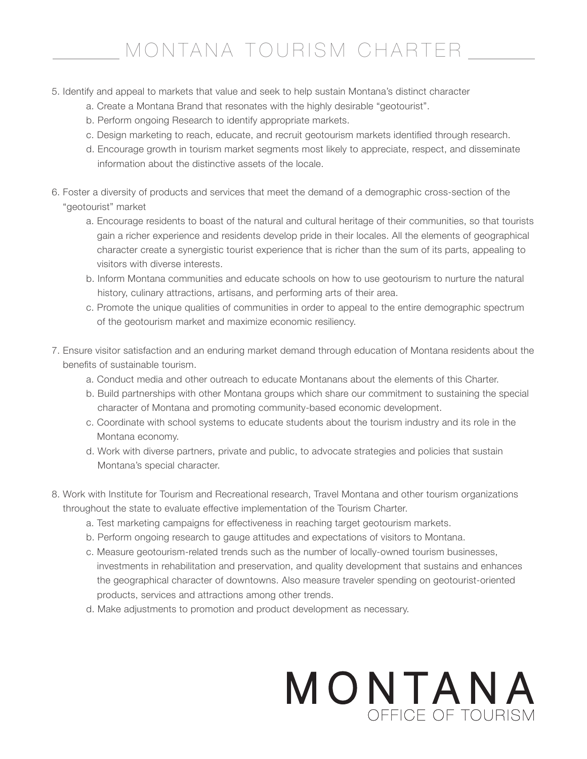5. Identify and appeal to markets that value and seek to help sustain Montana's distinct character
    a. Create a Montana Brand that resonates with the highly desirable "geotourist".
    b. Perform ongoing Research to identify appropriate markets.
    c. Design marketing to reach, educate, and recruit geotourism markets identified through research.
    d. Encourage growth in tourism market segments most likely to appreciate, respect, and disseminate information about the distinctive assets of the locale.

6. Foster a diversity of products and services that meet the demand of a demographic cross-section of the "geotourist" market
    a. Encourage residents to boast of the natural and cultural heritage of their communities, so that tourists gain a richer experience and residents develop pride in their locales. All the elements of geographical character create a synergistic tourist experience that is richer than the sum of its parts, appealing to visitors with diverse interests.
    b. Inform Montana communities and educate schools on how to use geotourism to nurture the natural history, culinary attractions, artisans, and performing arts of their area.
    c. Promote the unique qualities of communities in order to appeal to the entire demographic spectrum of the geotourism market and maximize economic resiliency.

7. Ensure visitor satisfaction and an enduring market demand through education of Montana residents about the benefits of sustainable tourism.
    a. Conduct media and other outreach to educate Montanans about the elements of this Charter.
    b. Build partnerships with other Montana groups which share our commitment to sustaining the special character of Montana and promoting community-based economic development.
    c. Coordinate with school systems to educate students about the tourism industry and its role in the Montana economy.
    d. Work with diverse partners, private and public, to advocate strategies and policies that sustain Montana's special character.

8. Work with Institute for Tourism and Recreational research, Travel Montana and other tourism organizations throughout the state to evaluate effective implementation of the Tourism Charter.
    a. Test marketing campaigns for effectiveness in reaching target geotourism markets.
    b. Perform ongoing research to gauge attitudes and expectations of visitors to Montana.
    c. Measure geotourism-related trends such as the number of locally-owned tourism businesses, investments in rehabilitation and preservation, and quality development that sustains and enhances the geographical character of downtowns. Also measure traveler spending on geotourist-oriented products, services and attractions among other trends.
    d. Make adjustments to promotion and product development as necessary.

MONTANA
OFFICE OF TOURISM